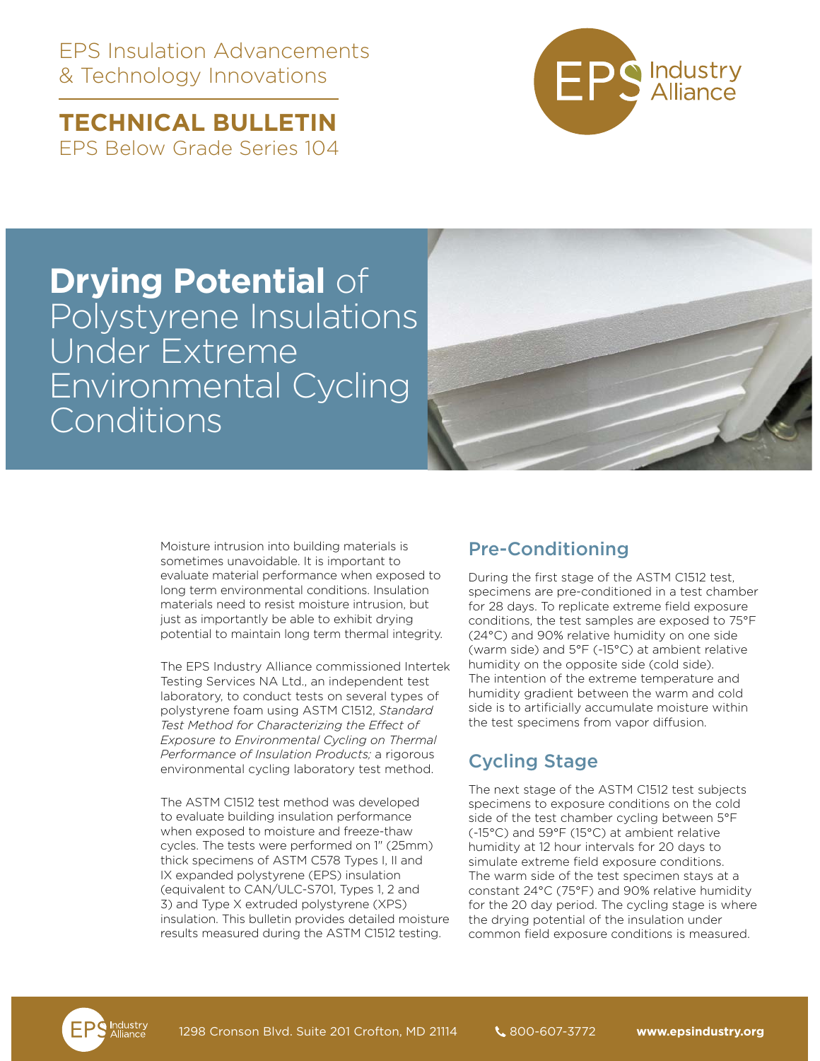EPS Insulation Advancements & Technology Innovations

**TECHNICAL BULLETIN**
EPS Below Grade Series 104

# **Drying Potential** of Polystyrene Insulations Under Extreme Environmental Cycling Conditions

Moisture intrusion into building materials is sometimes unavoidable. It is important to evaluate material performance when exposed to long term environmental conditions. Insulation materials need to resist moisture intrusion, but just as importantly be able to exhibit drying potential to maintain long term thermal integrity.

The EPS Industry Alliance commissioned Intertek Testing Services NA Ltd., an independent test laboratory, to conduct tests on several types of polystyrene foam using ASTM C1512, *Standard Test Method for Characterizing the Effect of Exposure to Environmental Cycling on Thermal Performance of Insulation Products;* a rigorous environmental cycling laboratory test method.

The ASTM C1512 test method was developed to evaluate building insulation performance when exposed to moisture and freeze-thaw cycles. The tests were performed on 1" (25mm) thick specimens of ASTM C578 Types I, II and IX expanded polystyrene (EPS) insulation (equivalent to CAN/ULC-S701, Types 1, 2 and 3) and Type X extruded polystyrene (XPS) insulation. This bulletin provides detailed moisture results measured during the ASTM C1512 testing.

## Pre-Conditioning

During the first stage of the ASTM C1512 test, specimens are pre-conditioned in a test chamber for 28 days. To replicate extreme field exposure conditions, the test samples are exposed to 75°F (24°C) and 90% relative humidity on one side (warm side) and 5°F (-15°C) at ambient relative humidity on the opposite side (cold side). The intention of the extreme temperature and humidity gradient between the warm and cold side is to artificially accumulate moisture within the test specimens from vapor diffusion.

## Cycling Stage

The next stage of the ASTM C1512 test subjects specimens to exposure conditions on the cold side of the test chamber cycling between 5°F (-15°C) and 59°F (15°C) at ambient relative humidity at 12 hour intervals for 20 days to simulate extreme field exposure conditions. The warm side of the test specimen stays at a constant 24°C (75°F) and 90% relative humidity for the 20 day period. The cycling stage is where the drying potential of the insulation under common field exposure conditions is measured.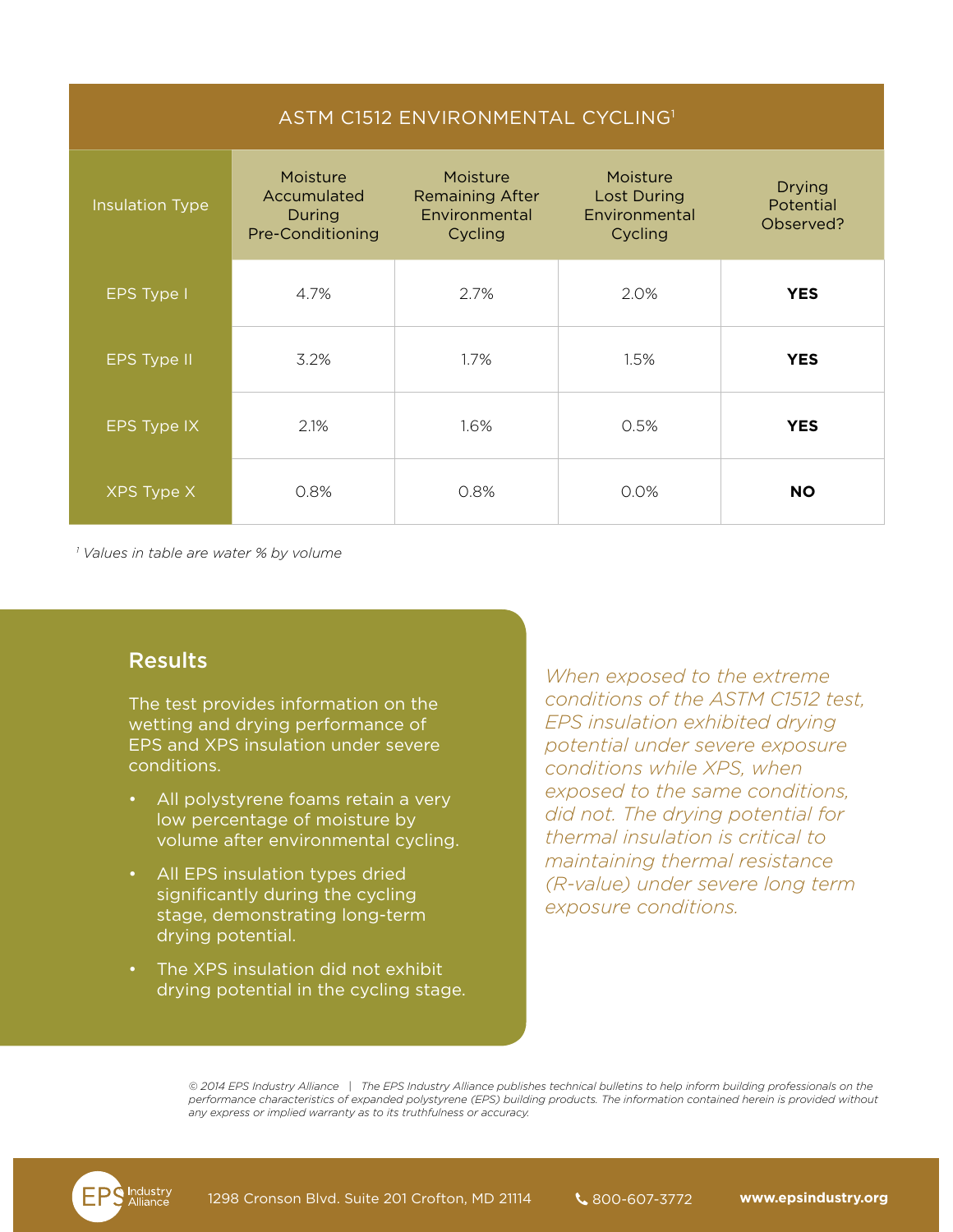## ASTM C1512 ENVIRONMENTAL CYCLING[1]

| Insulation Type | Moisture Accumulated During Pre-Conditioning | Moisture Remaining After Environmental Cycling | Moisture Lost During Environmental Cycling | Drying Potential Observed? |
|---|---|---|---|---|
| EPS Type I | 4.7% | 2.7% | 2.0% | **YES** |
| EPS Type II | 3.2% | 1.7% | 1.5% | **YES** |
| EPS Type IX | 2.1% | 1.6% | 0.5% | **YES** |
| XPS Type X | 0.8% | 0.8% | 0.0% | **NO** |

*[1] Values in table are water % by volume*

## Results

The test provides information on the wetting and drying performance of EPS and XPS insulation under severe conditions.

- All polystyrene foams retain a very low percentage of moisture by volume after environmental cycling.
- All EPS insulation types dried significantly during the cycling stage, demonstrating long-term drying potential.
- The XPS insulation did not exhibit drying potential in the cycling stage.

*When exposed to the extreme conditions of the ASTM C1512 test, EPS insulation exhibited drying potential under severe exposure conditions while XPS, when exposed to the same conditions, did not. The drying potential for thermal insulation is critical to maintaining thermal resistance (R-value) under severe long term exposure conditions.*

*© 2014 EPS Industry Alliance | The EPS Industry Alliance publishes technical bulletins to help inform building professionals on the performance characteristics of expanded polystyrene (EPS) building products. The information contained herein is provided without any express or implied warranty as to its truthfulness or accuracy.*

EPS Industry Alliance 1298 Cronson Blvd. Suite 201 Crofton, MD 21114 800-607-3772 **www.epsindustry.org**